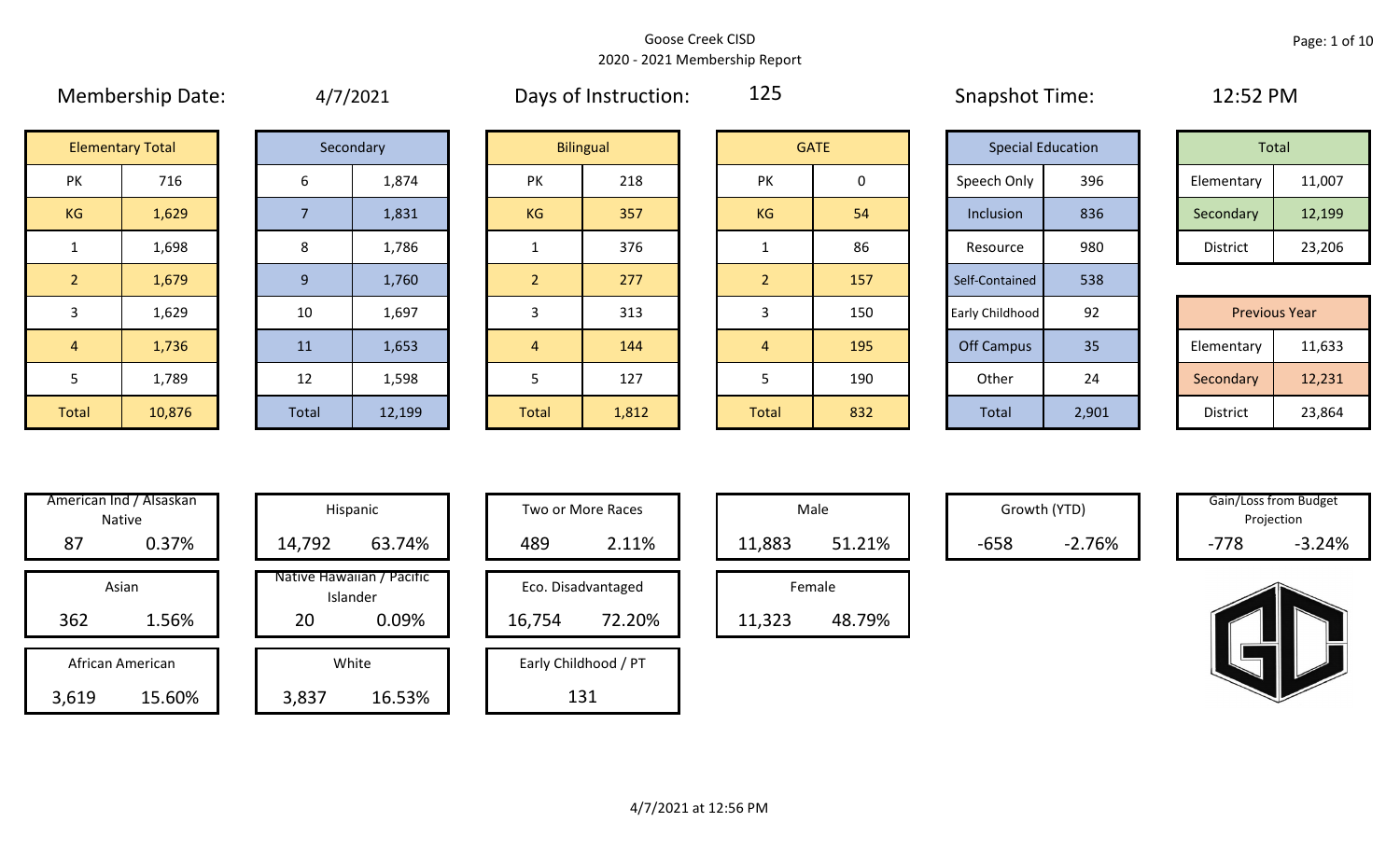Goose Creek CISD

2020 - 2021 Membership Report

Membership Date: 4/7/2021

Days of Instruction: 125

Snapshot Time: 12:52 PM

| Elementary Total | |
|---|---|
| PK | 716 |
| KG | 1,629 |
| 1 | 1,698 |
| 2 | 1,679 |
| 3 | 1,629 |
| 4 | 1,736 |
| 5 | 1,789 |
| Total | 10,876 |

| Secondary | |
|---|---|
| 6 | 1,874 |
| 7 | 1,831 |
| 8 | 1,786 |
| 9 | 1,760 |
| 10 | 1,697 |
| 11 | 1,653 |
| 12 | 1,598 |
| Total | 12,199 |

| Bilingual | |
|---|---|
| PK | 218 |
| KG | 357 |
| 1 | 376 |
| 2 | 277 |
| 3 | 313 |
| 4 | 144 |
| 5 | 127 |
| Total | 1,812 |

| GATE | |
|---|---|
| PK | 0 |
| KG | 54 |
| 1 | 86 |
| 2 | 157 |
| 3 | 150 |
| 4 | 195 |
| 5 | 190 |
| Total | 832 |

| Special Education | |
|---|---|
| Speech Only | 396 |
| Inclusion | 836 |
| Resource | 980 |
| Self-Contained | 538 |
| Early Childhood | 92 |
| Off Campus | 35 |
| Other | 24 |
| Total | 2,901 |

| Total | |
|---|---|
| Elementary | 11,007 |
| Secondary | 12,199 |
| District | 23,206 |

| Previous Year | |
|---|---|
| Elementary | 11,633 |
| Secondary | 12,231 |
| District | 23,864 |

| Category | Count | Percent |
|---|---|---|
| American Ind / Alsaskan Native | 87 | 0.37% |
| Asian | 362 | 1.56% |
| African American | 3,619 | 15.60% |
| Hispanic | 14,792 | 63.74% |
| Native Hawaiian / Pacific Islander | 20 | 0.09% |
| White | 3,837 | 16.53% |
| Two or More Races | 489 | 2.11% |
| Eco. Disadvantaged | 16,754 | 72.20% |
| Early Childhood / PT | 131 | |
| Male | 11,883 | 51.21% |
| Female | 11,323 | 48.79% |
| Growth (YTD) | -658 | -2.76% |
| Gain/Loss from Budget Projection | -778 | -3.24% |

4/7/2021 at 12:56 PM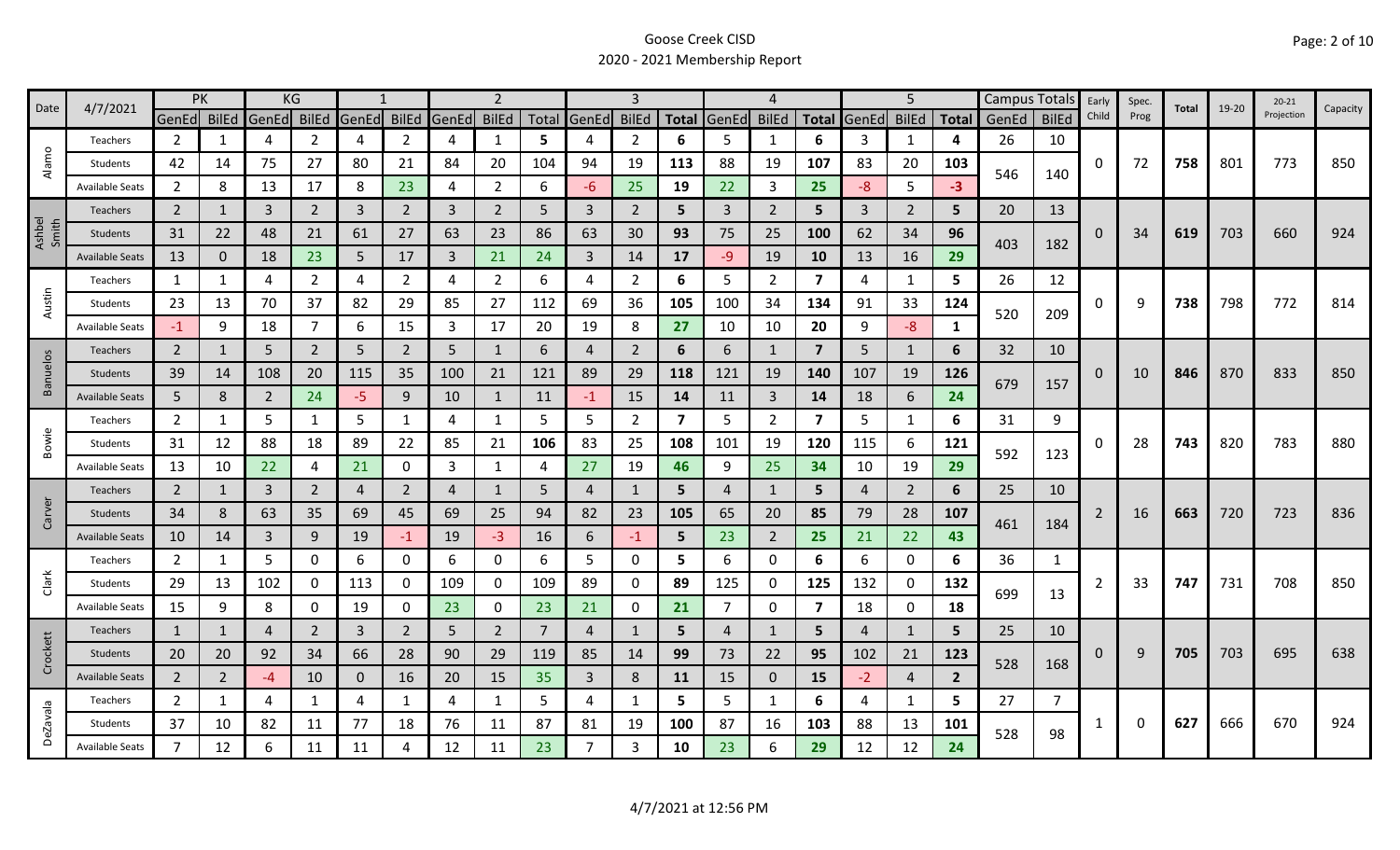# Goose Creek CISD

## 2020 - 2021 Membership Report

| Date | 4/7/2021 | PK | | KG | | 1 | | 2 | | | 3 | | | 4 | | | 5 | | | Campus Totals | | Early Child | Spec. Prog | Total | 19-20 | 20-21 Projection | Capacity |
|---|---|---|---|---|---|---|---|---|---|---|---|---|---|---|---|---|---|---|---|---|---|---|---|---|---|---|---|
| | | GenEd | BilEd | GenEd | BilEd | GenEd | BilEd | GenEd | BilEd | Total | GenEd | BilEd | Total | GenEd | BilEd | Total | GenEd | BilEd | Total | GenEd | BilEd | | | | | | |
| Alamo | Teachers | 2 | 1 | 4 | 2 | 4 | 2 | 4 | 1 | 5 | 4 | 2 | 6 | 5 | 1 | 6 | 3 | 1 | 4 | 26 | 10 | | | | | | |
| | Students | 42 | 14 | 75 | 27 | 80 | 21 | 84 | 20 | 104 | 94 | 19 | 113 | 88 | 19 | 107 | 83 | 20 | 103 | 546 | 140 | 0 | 72 | 758 | 801 | 773 | 850 |
| | Available Seats | 2 | 8 | 13 | 17 | 8 | 23 | 4 | 2 | 6 | -6 | 25 | 19 | 22 | 3 | 25 | -8 | 5 | -3 | | | | | | | | |
| Ashbel Smith | Teachers | 2 | 1 | 3 | 2 | 3 | 2 | 3 | 2 | 5 | 3 | 2 | 5 | 3 | 2 | 5 | 3 | 2 | 5 | 20 | 13 | | | | | | |
| | Students | 31 | 22 | 48 | 21 | 61 | 27 | 63 | 23 | 86 | 63 | 30 | 93 | 75 | 25 | 100 | 62 | 34 | 96 | 403 | 182 | 0 | 34 | 619 | 703 | 660 | 924 |
| | Available Seats | 13 | 0 | 18 | 23 | 5 | 17 | 3 | 21 | 24 | 3 | 14 | 17 | -9 | 19 | 10 | 13 | 16 | 29 | | | | | | | | |
| Austin | Teachers | 1 | 1 | 4 | 2 | 4 | 2 | 4 | 2 | 6 | 4 | 2 | 6 | 5 | 2 | 7 | 4 | 1 | 5 | 26 | 12 | | | | | | |
| | Students | 23 | 13 | 70 | 37 | 82 | 29 | 85 | 27 | 112 | 69 | 36 | 105 | 100 | 34 | 134 | 91 | 33 | 124 | 520 | 209 | 0 | 9 | 738 | 798 | 772 | 814 |
| | Available Seats | -1 | 9 | 18 | 7 | 6 | 15 | 3 | 17 | 20 | 19 | 8 | 27 | 10 | 10 | 20 | 9 | -8 | 1 | | | | | | | | |
| Banuelos | Teachers | 2 | 1 | 5 | 2 | 5 | 2 | 5 | 1 | 6 | 4 | 2 | 6 | 6 | 1 | 7 | 5 | 1 | 6 | 32 | 10 | | | | | | |
| | Students | 39 | 14 | 108 | 20 | 115 | 35 | 100 | 21 | 121 | 89 | 29 | 118 | 121 | 19 | 140 | 107 | 19 | 126 | 679 | 157 | 0 | 10 | 846 | 870 | 833 | 850 |
| | Available Seats | 5 | 8 | 2 | 24 | -5 | 9 | 10 | 1 | 11 | -1 | 15 | 14 | 11 | 3 | 14 | 18 | 6 | 24 | | | | | | | | |
| Bowie | Teachers | 2 | 1 | 5 | 1 | 5 | 1 | 4 | 1 | 5 | 5 | 2 | 7 | 5 | 2 | 7 | 5 | 1 | 6 | 31 | 9 | | | | | | |
| | Students | 31 | 12 | 88 | 18 | 89 | 22 | 85 | 21 | 106 | 83 | 25 | 108 | 101 | 19 | 120 | 115 | 6 | 121 | 592 | 123 | 0 | 28 | 743 | 820 | 783 | 880 |
| | Available Seats | 13 | 10 | 22 | 4 | 21 | 0 | 3 | 1 | 4 | 27 | 19 | 46 | 9 | 25 | 34 | 10 | 19 | 29 | | | | | | | | |
| Carver | Teachers | 2 | 1 | 3 | 2 | 4 | 2 | 4 | 1 | 5 | 4 | 1 | 5 | 4 | 1 | 5 | 4 | 2 | 6 | 25 | 10 | | | | | | |
| | Students | 34 | 8 | 63 | 35 | 69 | 45 | 69 | 25 | 94 | 82 | 23 | 105 | 65 | 20 | 85 | 79 | 28 | 107 | 461 | 184 | 2 | 16 | 663 | 720 | 723 | 836 |
| | Available Seats | 10 | 14 | 3 | 9 | 19 | -1 | 19 | -3 | 16 | 6 | -1 | 5 | 23 | 2 | 25 | 21 | 22 | 43 | | | | | | | | |
| Clark | Teachers | 2 | 1 | 5 | 0 | 6 | 0 | 6 | 0 | 6 | 5 | 0 | 5 | 6 | 0 | 6 | 6 | 0 | 6 | 36 | 1 | | | | | | |
| | Students | 29 | 13 | 102 | 0 | 113 | 0 | 109 | 0 | 109 | 89 | 0 | 89 | 125 | 0 | 125 | 132 | 0 | 132 | 699 | 13 | 2 | 33 | 747 | 731 | 708 | 850 |
| | Available Seats | 15 | 9 | 8 | 0 | 19 | 0 | 23 | 0 | 23 | 21 | 0 | 21 | 7 | 0 | 7 | 18 | 0 | 18 | | | | | | | | |
| Crockett | Teachers | 1 | 1 | 4 | 2 | 3 | 2 | 5 | 2 | 7 | 4 | 1 | 5 | 4 | 1 | 5 | 4 | 1 | 5 | 25 | 10 | | | | | | |
| | Students | 20 | 20 | 92 | 34 | 66 | 28 | 90 | 29 | 119 | 85 | 14 | 99 | 73 | 22 | 95 | 102 | 21 | 123 | 528 | 168 | 0 | 9 | 705 | 703 | 695 | 638 |
| | Available Seats | 2 | 2 | -4 | 10 | 0 | 16 | 20 | 15 | 35 | 3 | 8 | 11 | 15 | 0 | 15 | -2 | 4 | 2 | | | | | | | | |
| DeZavala | Teachers | 2 | 1 | 4 | 1 | 4 | 1 | 4 | 1 | 5 | 4 | 1 | 5 | 5 | 1 | 6 | 4 | 1 | 5 | 27 | 7 | | | | | | |
| | Students | 37 | 10 | 82 | 11 | 77 | 18 | 76 | 11 | 87 | 81 | 19 | 100 | 87 | 16 | 103 | 88 | 13 | 101 | 528 | 98 | 1 | 0 | 627 | 666 | 670 | 924 |
| | Available Seats | 7 | 12 | 6 | 11 | 11 | 4 | 12 | 11 | 23 | 7 | 3 | 10 | 23 | 6 | 29 | 12 | 12 | 24 | | | | | | | | |

4/7/2021 at 12:56 PM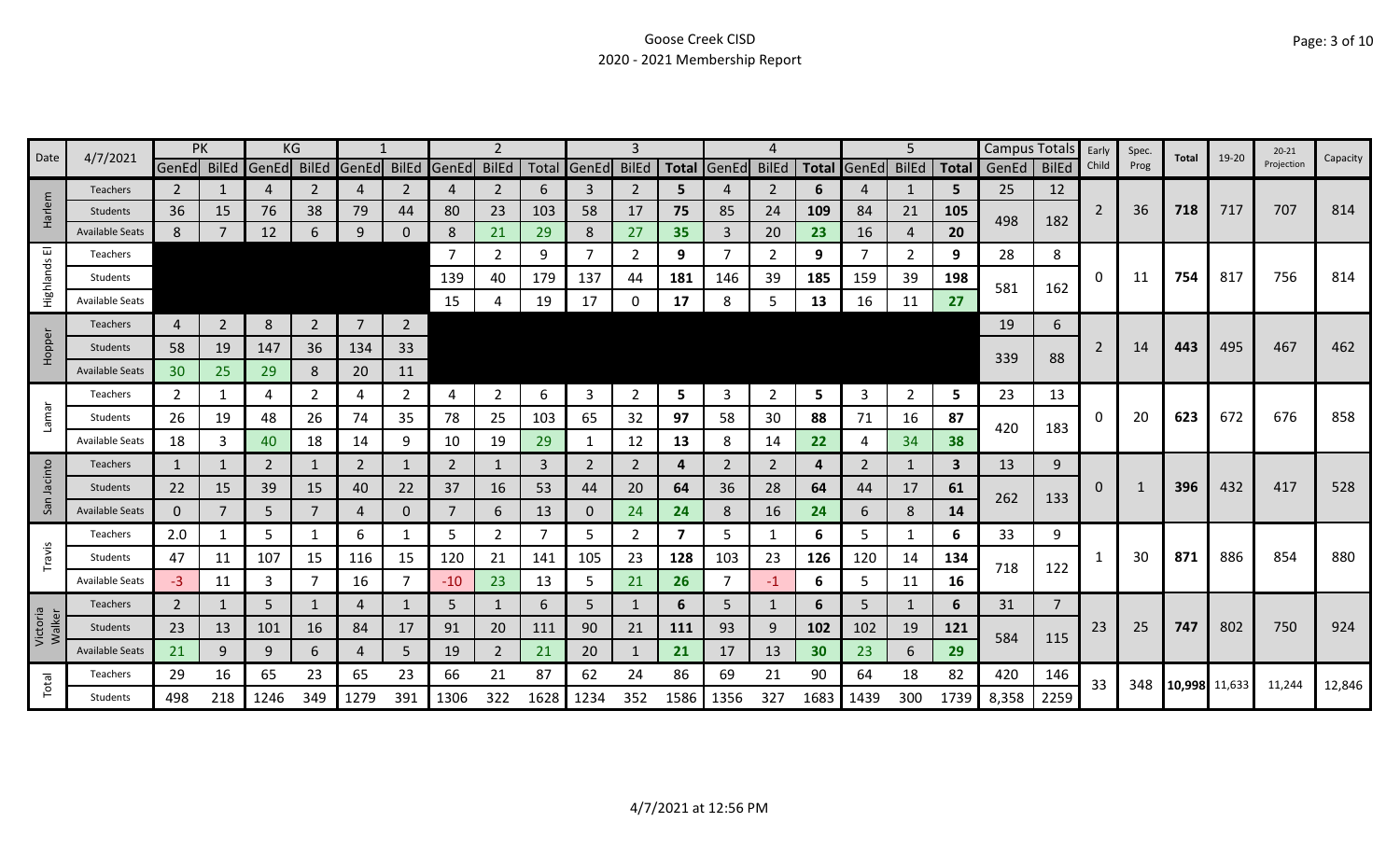# Goose Creek CISD
## 2020 - 2021 Membership Report

| Date | 4/7/2021 | PK | | KG | | 1 | | 2 | | | 3 | | | 4 | | | 5 | | | Campus Totals | | Early Child | Spec. Prog | Total | 19-20 | 20-21 Projection | Capacity |
|---|---|---|---|---|---|---|---|---|---|---|---|---|---|---|---|---|---|---|---|---|---|---|---|---|---|---|---|
| | | GenEd | BilEd | GenEd | BilEd | GenEd | BilEd | GenEd | BilEd | Total | GenEd | BilEd | Total | GenEd | BilEd | Total | GenEd | BilEd | Total | GenEd | BilEd | | | | | | |
| Harlem | Teachers | 2 | 1 | 4 | 2 | 4 | 2 | 4 | 2 | 6 | 3 | 2 | 5 | 4 | 2 | 6 | 4 | 1 | 5 | 25 | 12 | 2 | 36 | 718 | 717 | 707 | 814 |
| | Students | 36 | 15 | 76 | 38 | 79 | 44 | 80 | 23 | 103 | 58 | 17 | 75 | 85 | 24 | 109 | 84 | 21 | 105 | 498 | 182 | | | | | | |
| | Available Seats | 8 | 7 | 12 | 6 | 9 | 0 | 8 | 21 | 29 | 8 | 27 | 35 | 3 | 20 | 23 | 16 | 4 | 20 | | | | | | | | |
| Highlands El | Teachers | | | | | | | 7 | 2 | 9 | 7 | 2 | 9 | 7 | 2 | 9 | 7 | 2 | 9 | 28 | 8 | 0 | 11 | 754 | 817 | 756 | 814 |
| | Students | | | | | | | 139 | 40 | 179 | 137 | 44 | 181 | 146 | 39 | 185 | 159 | 39 | 198 | 581 | 162 | | | | | | |
| | Available Seats | | | | | | | 15 | 4 | 19 | 17 | 0 | 17 | 8 | 5 | 13 | 16 | 11 | 27 | | | | | | | | |
| Hopper | Teachers | 4 | 2 | 8 | 2 | 7 | 2 | | | | | | | | | | | | | 19 | 6 | 2 | 14 | 443 | 495 | 467 | 462 |
| | Students | 58 | 19 | 147 | 36 | 134 | 33 | | | | | | | | | | | | | 339 | 88 | | | | | | |
| | Available Seats | 30 | 25 | 29 | 8 | 20 | 11 | | | | | | | | | | | | | | | | | | | | |
| Lamar | Teachers | 2 | 1 | 4 | 2 | 4 | 2 | 4 | 2 | 6 | 3 | 2 | 5 | 3 | 2 | 5 | 3 | 2 | 5 | 23 | 13 | 0 | 20 | 623 | 672 | 676 | 858 |
| | Students | 26 | 19 | 48 | 26 | 74 | 35 | 78 | 25 | 103 | 65 | 32 | 97 | 58 | 30 | 88 | 71 | 16 | 87 | 420 | 183 | | | | | | |
| | Available Seats | 18 | 3 | 40 | 18 | 14 | 9 | 10 | 19 | 29 | 1 | 12 | 13 | 8 | 14 | 22 | 4 | 34 | 38 | | | | | | | | |
| San Jacinto | Teachers | 1 | 1 | 2 | 1 | 2 | 1 | 2 | 1 | 3 | 2 | 2 | 4 | 2 | 2 | 4 | 2 | 1 | 3 | 13 | 9 | 0 | 1 | 396 | 432 | 417 | 528 |
| | Students | 22 | 15 | 39 | 15 | 40 | 22 | 37 | 16 | 53 | 44 | 20 | 64 | 36 | 28 | 64 | 44 | 17 | 61 | 262 | 133 | | | | | | |
| | Available Seats | 0 | 7 | 5 | 7 | 4 | 0 | 7 | 6 | 13 | 0 | 24 | 24 | 8 | 16 | 24 | 6 | 8 | 14 | | | | | | | | |
| Travis | Teachers | 2.0 | 1 | 5 | 1 | 6 | 1 | 5 | 2 | 7 | 5 | 2 | 7 | 5 | 1 | 6 | 5 | 1 | 6 | 33 | 9 | 1 | 30 | 871 | 886 | 854 | 880 |
| | Students | 47 | 11 | 107 | 15 | 116 | 15 | 120 | 21 | 141 | 105 | 23 | 128 | 103 | 23 | 126 | 120 | 14 | 134 | 718 | 122 | | | | | | |
| | Available Seats | -3 | 11 | 3 | 7 | 16 | 7 | -10 | 23 | 13 | 5 | 21 | 26 | 7 | -1 | 6 | 5 | 11 | 16 | | | | | | | | |
| Victoria Walker | Teachers | 2 | 1 | 5 | 1 | 4 | 1 | 5 | 1 | 6 | 5 | 1 | 6 | 5 | 1 | 6 | 5 | 1 | 6 | 31 | 7 | 23 | 25 | 747 | 802 | 750 | 924 |
| | Students | 23 | 13 | 101 | 16 | 84 | 17 | 91 | 20 | 111 | 90 | 21 | 111 | 93 | 9 | 102 | 102 | 19 | 121 | 584 | 115 | | | | | | |
| | Available Seats | 21 | 9 | 9 | 6 | 4 | 5 | 19 | 2 | 21 | 20 | 1 | 21 | 17 | 13 | 30 | 23 | 6 | 29 | | | | | | | | |
| Total | Teachers | 29 | 16 | 65 | 23 | 65 | 23 | 66 | 21 | 87 | 62 | 24 | 86 | 69 | 21 | 90 | 64 | 18 | 82 | 420 | 146 | 33 | 348 | 10,998 | 11,633 | 11,244 | 12,846 |
| | Students | 498 | 218 | 1246 | 349 | 1279 | 391 | 1306 | 322 | 1628 | 1234 | 352 | 1586 | 1356 | 327 | 1683 | 1439 | 300 | 1739 | 8,358 | 2259 | | | | | | |

4/7/2021 at 12:56 PM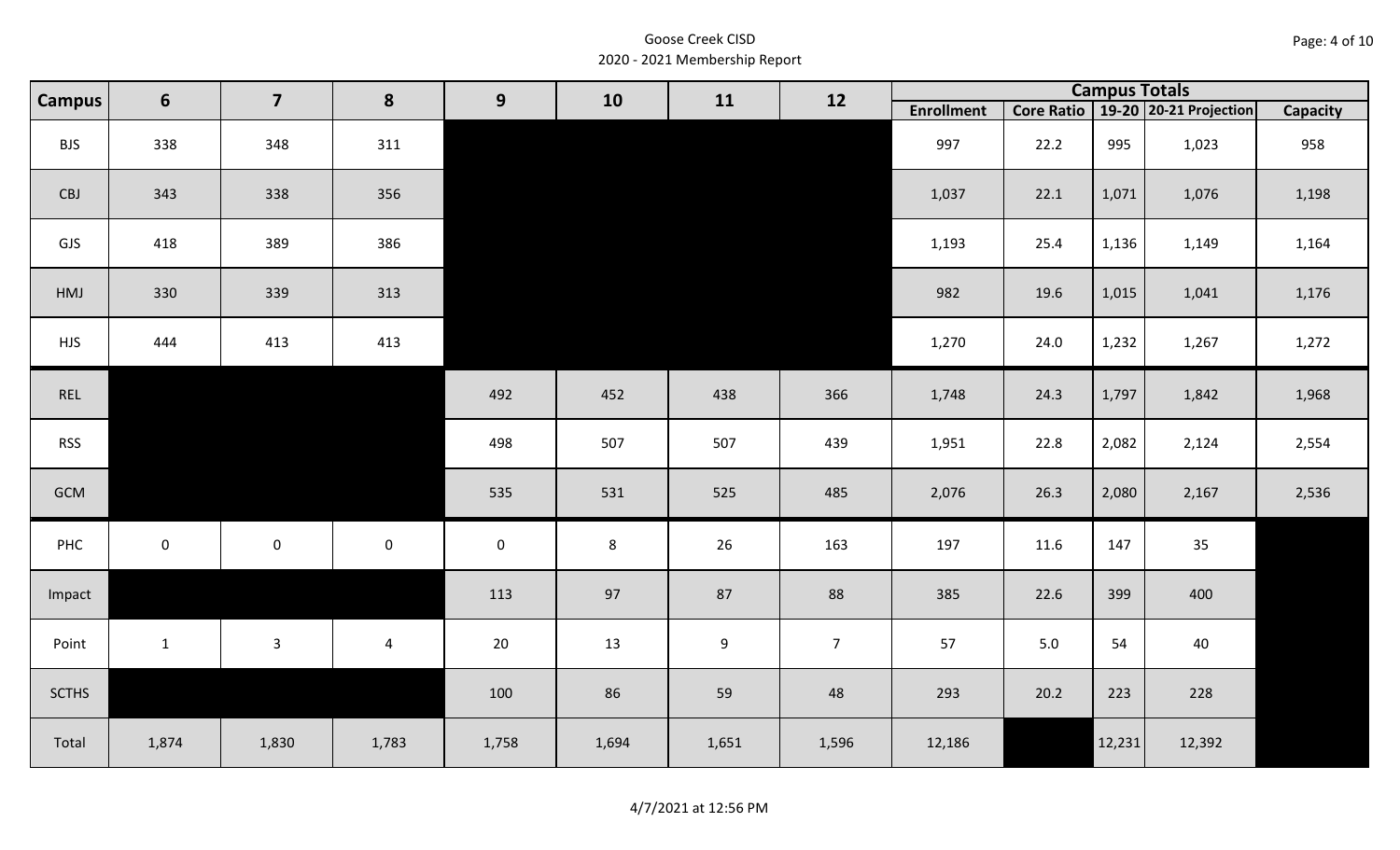Goose Creek CISD

2020 - 2021 Membership Report

| Campus | 6 | 7 | 8 | 9 | 10 | 11 | 12 | Campus Totals | | | | |
|---|---|---|---|---|---|---|---|---|---|---|---|---|
| | | | | | | | | Enrollment | Core Ratio | 19-20 | 20-21 Projection | Capacity |
| BJS | 338 | 348 | 311 | | | | | 997 | 22.2 | 995 | 1,023 | 958 |
| CBJ | 343 | 338 | 356 | | | | | 1,037 | 22.1 | 1,071 | 1,076 | 1,198 |
| GJS | 418 | 389 | 386 | | | | | 1,193 | 25.4 | 1,136 | 1,149 | 1,164 |
| HMJ | 330 | 339 | 313 | | | | | 982 | 19.6 | 1,015 | 1,041 | 1,176 |
| HJS | 444 | 413 | 413 | | | | | 1,270 | 24.0 | 1,232 | 1,267 | 1,272 |
| REL | | | | 492 | 452 | 438 | 366 | 1,748 | 24.3 | 1,797 | 1,842 | 1,968 |
| RSS | | | | 498 | 507 | 507 | 439 | 1,951 | 22.8 | 2,082 | 2,124 | 2,554 |
| GCM | | | | 535 | 531 | 525 | 485 | 2,076 | 26.3 | 2,080 | 2,167 | 2,536 |
| PHC | 0 | 0 | 0 | 0 | 8 | 26 | 163 | 197 | 11.6 | 147 | 35 | |
| Impact | | | | 113 | 97 | 87 | 88 | 385 | 22.6 | 399 | 400 | |
| Point | 1 | 3 | 4 | 20 | 13 | 9 | 7 | 57 | 5.0 | 54 | 40 | |
| SCTHS | | | | 100 | 86 | 59 | 48 | 293 | 20.2 | 223 | 228 | |
| Total | 1,874 | 1,830 | 1,783 | 1,758 | 1,694 | 1,651 | 1,596 | 12,186 | | 12,231 | 12,392 | |

4/7/2021 at 12:56 PM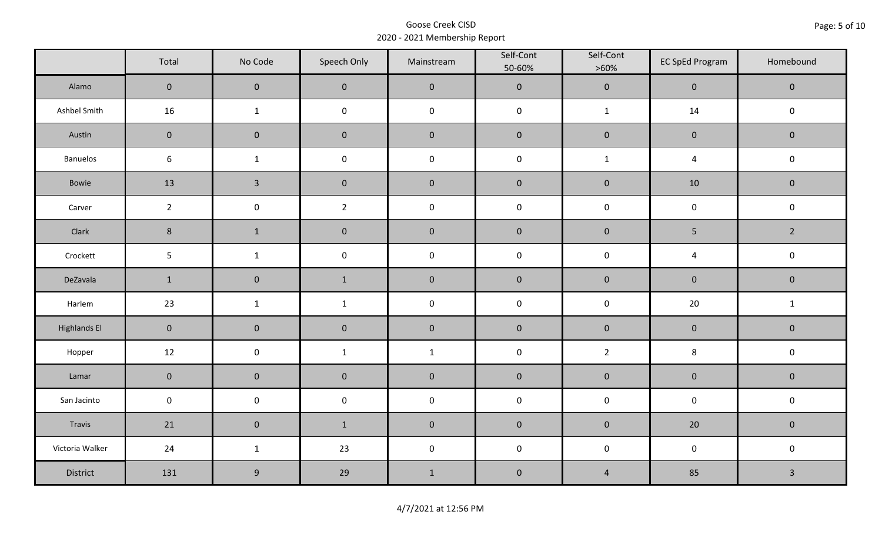Goose Creek CISD
2020 - 2021 Membership Report

| | Total | No Code | Speech Only | Mainstream | Self-Cont 50-60% | Self-Cont >60% | EC SpEd Program | Homebound |
|---|---|---|---|---|---|---|---|---|
| Alamo | 0 | 0 | 0 | 0 | 0 | 0 | 0 | 0 |
| Ashbel Smith | 16 | 1 | 0 | 0 | 0 | 1 | 14 | 0 |
| Austin | 0 | 0 | 0 | 0 | 0 | 0 | 0 | 0 |
| Banuelos | 6 | 1 | 0 | 0 | 0 | 1 | 4 | 0 |
| Bowie | 13 | 3 | 0 | 0 | 0 | 0 | 10 | 0 |
| Carver | 2 | 0 | 2 | 0 | 0 | 0 | 0 | 0 |
| Clark | 8 | 1 | 0 | 0 | 0 | 0 | 5 | 2 |
| Crockett | 5 | 1 | 0 | 0 | 0 | 0 | 4 | 0 |
| DeZavala | 1 | 0 | 1 | 0 | 0 | 0 | 0 | 0 |
| Harlem | 23 | 1 | 1 | 0 | 0 | 0 | 20 | 1 |
| Highlands El | 0 | 0 | 0 | 0 | 0 | 0 | 0 | 0 |
| Hopper | 12 | 0 | 1 | 1 | 0 | 2 | 8 | 0 |
| Lamar | 0 | 0 | 0 | 0 | 0 | 0 | 0 | 0 |
| San Jacinto | 0 | 0 | 0 | 0 | 0 | 0 | 0 | 0 |
| Travis | 21 | 0 | 1 | 0 | 0 | 0 | 20 | 0 |
| Victoria Walker | 24 | 1 | 23 | 0 | 0 | 0 | 0 | 0 |
| District | 131 | 9 | 29 | 1 | 0 | 4 | 85 | 3 |

4/7/2021 at 12:56 PM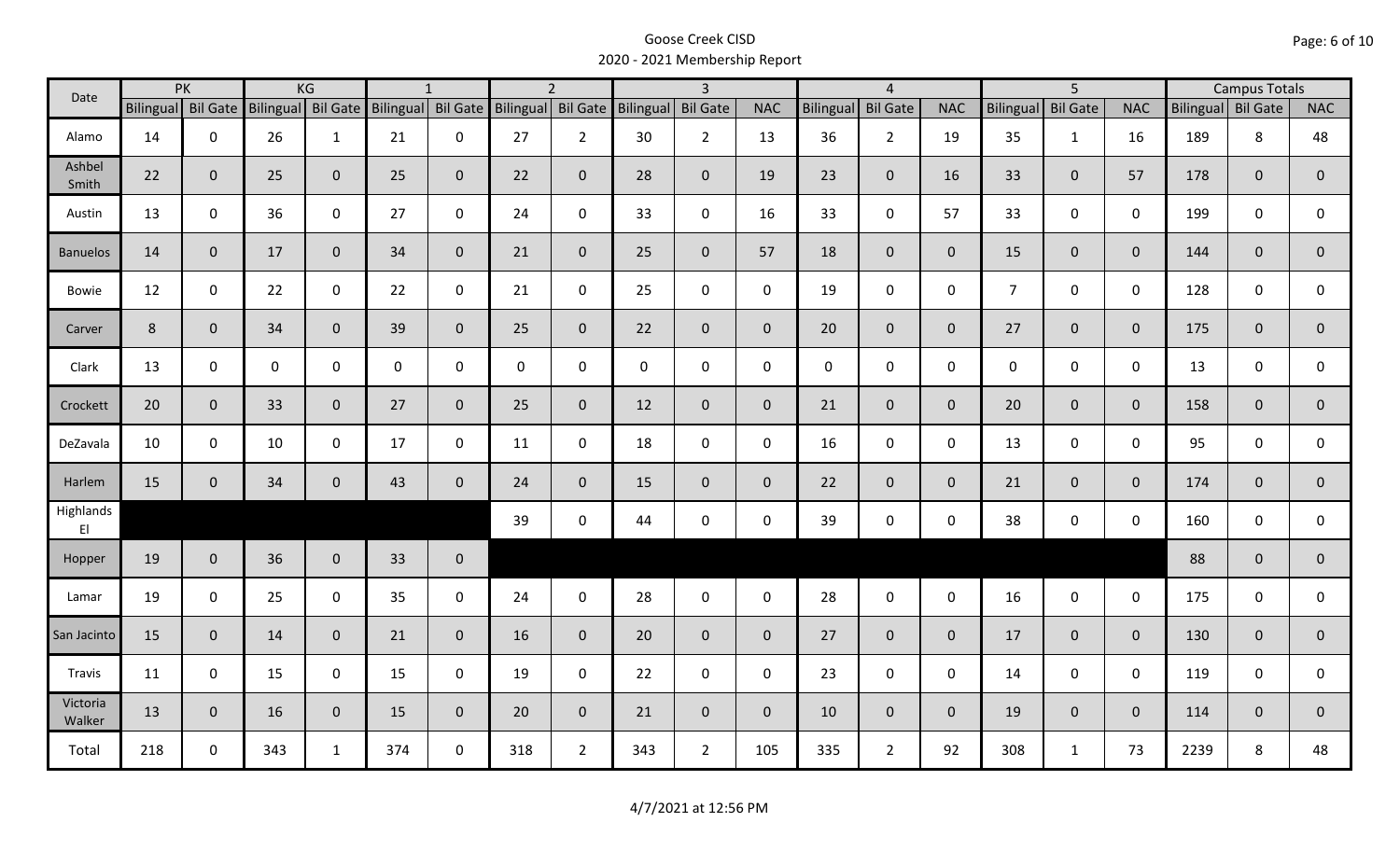# Goose Creek CISD
## 2020 - 2021 Membership Report

| Date | PK | | KG | | 1 | | 2 | | 3 | | | 4 | | | 5 | | | Campus Totals | | |
|---|---|---|---|---|---|---|---|---|---|---|---|---|---|---|---|---|---|---|---|---|
| | Bilingual | Bil Gate | Bilingual | Bil Gate | Bilingual | Bil Gate | Bilingual | Bil Gate | Bilingual | Bil Gate | NAC | Bilingual | Bil Gate | NAC | Bilingual | Bil Gate | NAC | Bilingual | Bil Gate | NAC |
| Alamo | 14 | 0 | 26 | 1 | 21 | 0 | 27 | 2 | 30 | 2 | 13 | 36 | 2 | 19 | 35 | 1 | 16 | 189 | 8 | 48 |
| Ashbel Smith | 22 | 0 | 25 | 0 | 25 | 0 | 22 | 0 | 28 | 0 | 19 | 23 | 0 | 16 | 33 | 0 | 57 | 178 | 0 | 0 |
| Austin | 13 | 0 | 36 | 0 | 27 | 0 | 24 | 0 | 33 | 0 | 16 | 33 | 0 | 57 | 33 | 0 | 0 | 199 | 0 | 0 |
| Banuelos | 14 | 0 | 17 | 0 | 34 | 0 | 21 | 0 | 25 | 0 | 57 | 18 | 0 | 0 | 15 | 0 | 0 | 144 | 0 | 0 |
| Bowie | 12 | 0 | 22 | 0 | 22 | 0 | 21 | 0 | 25 | 0 | 0 | 19 | 0 | 0 | 7 | 0 | 0 | 128 | 0 | 0 |
| Carver | 8 | 0 | 34 | 0 | 39 | 0 | 25 | 0 | 22 | 0 | 0 | 20 | 0 | 0 | 27 | 0 | 0 | 175 | 0 | 0 |
| Clark | 13 | 0 | 0 | 0 | 0 | 0 | 0 | 0 | 0 | 0 | 0 | 0 | 0 | 0 | 0 | 0 | 0 | 13 | 0 | 0 |
| Crockett | 20 | 0 | 33 | 0 | 27 | 0 | 25 | 0 | 12 | 0 | 0 | 21 | 0 | 0 | 20 | 0 | 0 | 158 | 0 | 0 |
| DeZavala | 10 | 0 | 10 | 0 | 17 | 0 | 11 | 0 | 18 | 0 | 0 | 16 | 0 | 0 | 13 | 0 | 0 | 95 | 0 | 0 |
| Harlem | 15 | 0 | 34 | 0 | 43 | 0 | 24 | 0 | 15 | 0 | 0 | 22 | 0 | 0 | 21 | 0 | 0 | 174 | 0 | 0 |
| Highlands El | | | | | | | 39 | 0 | 44 | 0 | 0 | 39 | 0 | 0 | 38 | 0 | 0 | 160 | 0 | 0 |
| Hopper | 19 | 0 | 36 | 0 | 33 | 0 | | | | | | | | | | | | 88 | 0 | 0 |
| Lamar | 19 | 0 | 25 | 0 | 35 | 0 | 24 | 0 | 28 | 0 | 0 | 28 | 0 | 0 | 16 | 0 | 0 | 175 | 0 | 0 |
| San Jacinto | 15 | 0 | 14 | 0 | 21 | 0 | 16 | 0 | 20 | 0 | 0 | 27 | 0 | 0 | 17 | 0 | 0 | 130 | 0 | 0 |
| Travis | 11 | 0 | 15 | 0 | 15 | 0 | 19 | 0 | 22 | 0 | 0 | 23 | 0 | 0 | 14 | 0 | 0 | 119 | 0 | 0 |
| Victoria Walker | 13 | 0 | 16 | 0 | 15 | 0 | 20 | 0 | 21 | 0 | 0 | 10 | 0 | 0 | 19 | 0 | 0 | 114 | 0 | 0 |
| Total | 218 | 0 | 343 | 1 | 374 | 0 | 318 | 2 | 343 | 2 | 105 | 335 | 2 | 92 | 308 | 1 | 73 | 2239 | 8 | 48 |

4/7/2021 at 12:56 PM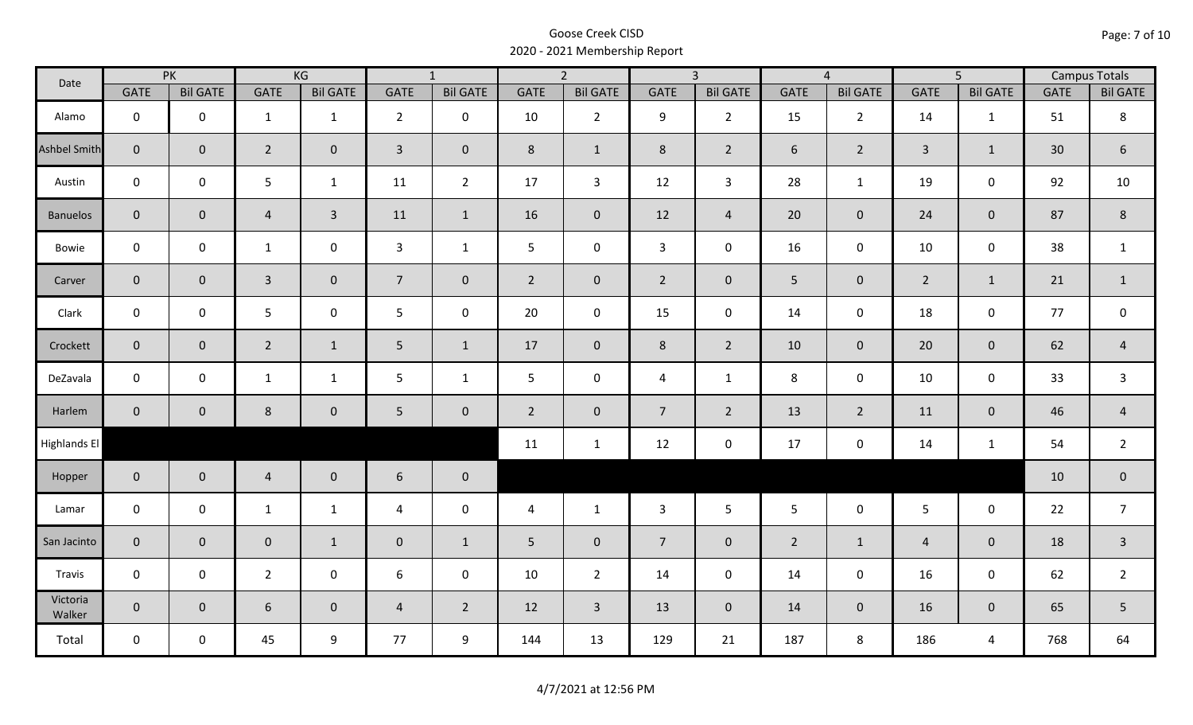# Goose Creek CISD
## 2020 - 2021 Membership Report

| Date | PK | | KG | | 1 | | 2 | | 3 | | 4 | | 5 | | Campus Totals | |
|---|---|---|---|---|---|---|---|---|---|---|---|---|---|---|---|---|
| | GATE | Bil GATE | GATE | Bil GATE | GATE | Bil GATE | GATE | Bil GATE | GATE | Bil GATE | GATE | Bil GATE | GATE | Bil GATE | GATE | Bil GATE |
| Alamo | 0 | 0 | 1 | 1 | 2 | 0 | 10 | 2 | 9 | 2 | 15 | 2 | 14 | 1 | 51 | 8 |
| Ashbel Smith | 0 | 0 | 2 | 0 | 3 | 0 | 8 | 1 | 8 | 2 | 6 | 2 | 3 | 1 | 30 | 6 |
| Austin | 0 | 0 | 5 | 1 | 11 | 2 | 17 | 3 | 12 | 3 | 28 | 1 | 19 | 0 | 92 | 10 |
| Banuelos | 0 | 0 | 4 | 3 | 11 | 1 | 16 | 0 | 12 | 4 | 20 | 0 | 24 | 0 | 87 | 8 |
| Bowie | 0 | 0 | 1 | 0 | 3 | 1 | 5 | 0 | 3 | 0 | 16 | 0 | 10 | 0 | 38 | 1 |
| Carver | 0 | 0 | 3 | 0 | 7 | 0 | 2 | 0 | 2 | 0 | 5 | 0 | 2 | 1 | 21 | 1 |
| Clark | 0 | 0 | 5 | 0 | 5 | 0 | 20 | 0 | 15 | 0 | 14 | 0 | 18 | 0 | 77 | 0 |
| Crockett | 0 | 0 | 2 | 1 | 5 | 1 | 17 | 0 | 8 | 2 | 10 | 0 | 20 | 0 | 62 | 4 |
| DeZavala | 0 | 0 | 1 | 1 | 5 | 1 | 5 | 0 | 4 | 1 | 8 | 0 | 10 | 0 | 33 | 3 |
| Harlem | 0 | 0 | 8 | 0 | 5 | 0 | 2 | 0 | 7 | 2 | 13 | 2 | 11 | 0 | 46 | 4 |
| Highlands El | | | | | | | 11 | 1 | 12 | 0 | 17 | 0 | 14 | 1 | 54 | 2 |
| Hopper | 0 | 0 | 4 | 0 | 6 | 0 | | | | | | | | | 10 | 0 |
| Lamar | 0 | 0 | 1 | 1 | 4 | 0 | 4 | 1 | 3 | 5 | 5 | 0 | 5 | 0 | 22 | 7 |
| San Jacinto | 0 | 0 | 0 | 1 | 0 | 1 | 5 | 0 | 7 | 0 | 2 | 1 | 4 | 0 | 18 | 3 |
| Travis | 0 | 0 | 2 | 0 | 6 | 0 | 10 | 2 | 14 | 0 | 14 | 0 | 16 | 0 | 62 | 2 |
| Victoria Walker | 0 | 0 | 6 | 0 | 4 | 2 | 12 | 3 | 13 | 0 | 14 | 0 | 16 | 0 | 65 | 5 |
| Total | 0 | 0 | 45 | 9 | 77 | 9 | 144 | 13 | 129 | 21 | 187 | 8 | 186 | 4 | 768 | 64 |

4/7/2021 at 12:56 PM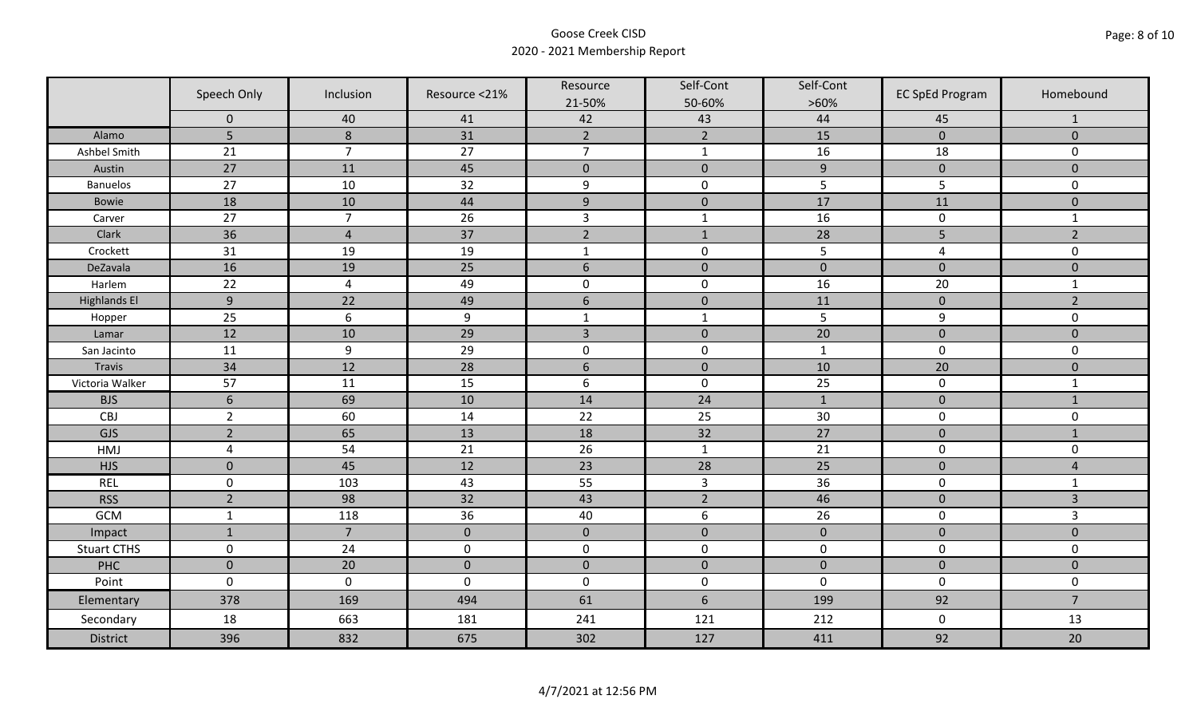# Goose Creek CISD

## 2020 - 2021 Membership Report

| | Speech Only | Inclusion | Resource <21% | Resource 21-50% | Self-Cont 50-60% | Self-Cont >60% | EC SpEd Program | Homebound |
|---|---|---|---|---|---|---|---|---|
| | 0 | 40 | 41 | 42 | 43 | 44 | 45 | 1 |
| Alamo | 5 | 8 | 31 | 2 | 2 | 15 | 0 | 0 |
| Ashbel Smith | 21 | 7 | 27 | 7 | 1 | 16 | 18 | 0 |
| Austin | 27 | 11 | 45 | 0 | 0 | 9 | 0 | 0 |
| Banuelos | 27 | 10 | 32 | 9 | 0 | 5 | 5 | 0 |
| Bowie | 18 | 10 | 44 | 9 | 0 | 17 | 11 | 0 |
| Carver | 27 | 7 | 26 | 3 | 1 | 16 | 0 | 1 |
| Clark | 36 | 4 | 37 | 2 | 1 | 28 | 5 | 2 |
| Crockett | 31 | 19 | 19 | 1 | 0 | 5 | 4 | 0 |
| DeZavala | 16 | 19 | 25 | 6 | 0 | 0 | 0 | 0 |
| Harlem | 22 | 4 | 49 | 0 | 0 | 16 | 20 | 1 |
| Highlands El | 9 | 22 | 49 | 6 | 0 | 11 | 0 | 2 |
| Hopper | 25 | 6 | 9 | 1 | 1 | 5 | 9 | 0 |
| Lamar | 12 | 10 | 29 | 3 | 0 | 20 | 0 | 0 |
| San Jacinto | 11 | 9 | 29 | 0 | 0 | 1 | 0 | 0 |
| Travis | 34 | 12 | 28 | 6 | 0 | 10 | 20 | 0 |
| Victoria Walker | 57 | 11 | 15 | 6 | 0 | 25 | 0 | 1 |
| BJS | 6 | 69 | 10 | 14 | 24 | 1 | 0 | 1 |
| CBJ | 2 | 60 | 14 | 22 | 25 | 30 | 0 | 0 |
| GJS | 2 | 65 | 13 | 18 | 32 | 27 | 0 | 1 |
| HMJ | 4 | 54 | 21 | 26 | 1 | 21 | 0 | 0 |
| HJS | 0 | 45 | 12 | 23 | 28 | 25 | 0 | 4 |
| REL | 0 | 103 | 43 | 55 | 3 | 36 | 0 | 1 |
| RSS | 2 | 98 | 32 | 43 | 2 | 46 | 0 | 3 |
| GCM | 1 | 118 | 36 | 40 | 6 | 26 | 0 | 3 |
| Impact | 1 | 7 | 0 | 0 | 0 | 0 | 0 | 0 |
| Stuart CTHS | 0 | 24 | 0 | 0 | 0 | 0 | 0 | 0 |
| PHC | 0 | 20 | 0 | 0 | 0 | 0 | 0 | 0 |
| Point | 0 | 0 | 0 | 0 | 0 | 0 | 0 | 0 |
| Elementary | 378 | 169 | 494 | 61 | 6 | 199 | 92 | 7 |
| Secondary | 18 | 663 | 181 | 241 | 121 | 212 | 0 | 13 |
| District | 396 | 832 | 675 | 302 | 127 | 411 | 92 | 20 |

4/7/2021 at 12:56 PM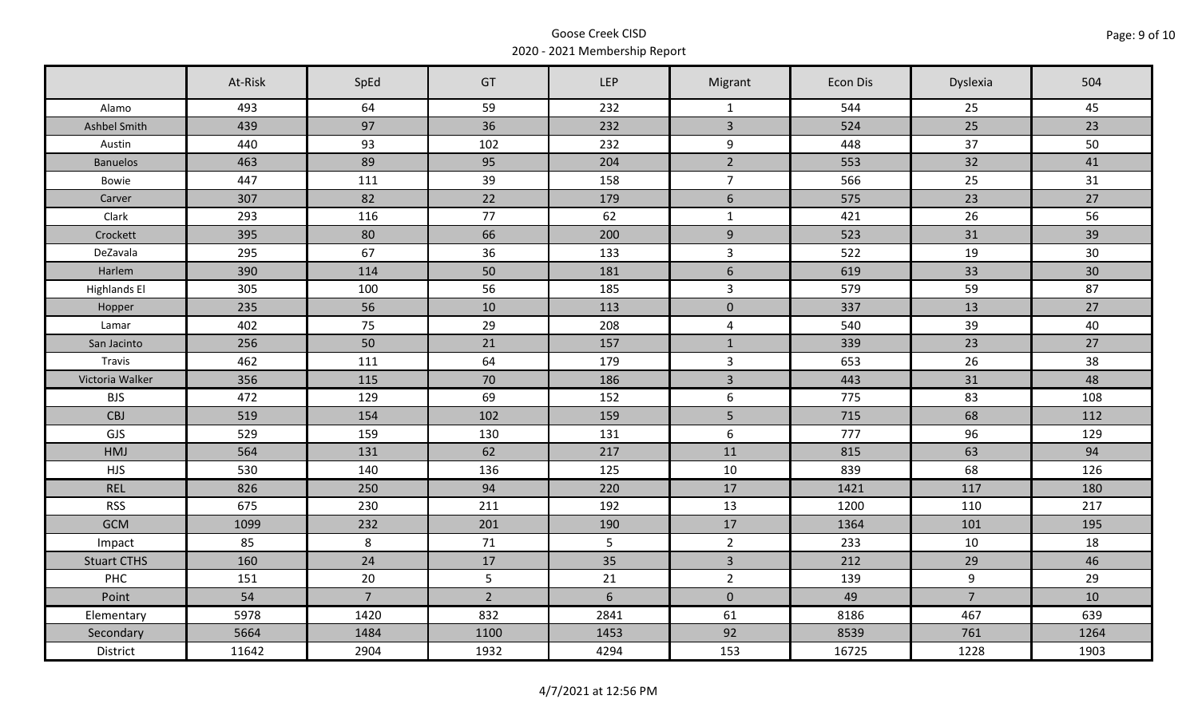Goose Creek CISD
2020 - 2021 Membership Report

| | At-Risk | SpEd | GT | LEP | Migrant | Econ Dis | Dyslexia | 504 |
|---|---|---|---|---|---|---|---|---|
| Alamo | 493 | 64 | 59 | 232 | 1 | 544 | 25 | 45 |
| Ashbel Smith | 439 | 97 | 36 | 232 | 3 | 524 | 25 | 23 |
| Austin | 440 | 93 | 102 | 232 | 9 | 448 | 37 | 50 |
| Banuelos | 463 | 89 | 95 | 204 | 2 | 553 | 32 | 41 |
| Bowie | 447 | 111 | 39 | 158 | 7 | 566 | 25 | 31 |
| Carver | 307 | 82 | 22 | 179 | 6 | 575 | 23 | 27 |
| Clark | 293 | 116 | 77 | 62 | 1 | 421 | 26 | 56 |
| Crockett | 395 | 80 | 66 | 200 | 9 | 523 | 31 | 39 |
| DeZavala | 295 | 67 | 36 | 133 | 3 | 522 | 19 | 30 |
| Harlem | 390 | 114 | 50 | 181 | 6 | 619 | 33 | 30 |
| Highlands El | 305 | 100 | 56 | 185 | 3 | 579 | 59 | 87 |
| Hopper | 235 | 56 | 10 | 113 | 0 | 337 | 13 | 27 |
| Lamar | 402 | 75 | 29 | 208 | 4 | 540 | 39 | 40 |
| San Jacinto | 256 | 50 | 21 | 157 | 1 | 339 | 23 | 27 |
| Travis | 462 | 111 | 64 | 179 | 3 | 653 | 26 | 38 |
| Victoria Walker | 356 | 115 | 70 | 186 | 3 | 443 | 31 | 48 |
| BJS | 472 | 129 | 69 | 152 | 6 | 775 | 83 | 108 |
| CBJ | 519 | 154 | 102 | 159 | 5 | 715 | 68 | 112 |
| GJS | 529 | 159 | 130 | 131 | 6 | 777 | 96 | 129 |
| HMJ | 564 | 131 | 62 | 217 | 11 | 815 | 63 | 94 |
| HJS | 530 | 140 | 136 | 125 | 10 | 839 | 68 | 126 |
| REL | 826 | 250 | 94 | 220 | 17 | 1421 | 117 | 180 |
| RSS | 675 | 230 | 211 | 192 | 13 | 1200 | 110 | 217 |
| GCM | 1099 | 232 | 201 | 190 | 17 | 1364 | 101 | 195 |
| Impact | 85 | 8 | 71 | 5 | 2 | 233 | 10 | 18 |
| Stuart CTHS | 160 | 24 | 17 | 35 | 3 | 212 | 29 | 46 |
| PHC | 151 | 20 | 5 | 21 | 2 | 139 | 9 | 29 |
| Point | 54 | 7 | 2 | 6 | 0 | 49 | 7 | 10 |
| Elementary | 5978 | 1420 | 832 | 2841 | 61 | 8186 | 467 | 639 |
| Secondary | 5664 | 1484 | 1100 | 1453 | 92 | 8539 | 761 | 1264 |
| District | 11642 | 2904 | 1932 | 4294 | 153 | 16725 | 1228 | 1903 |

4/7/2021 at 12:56 PM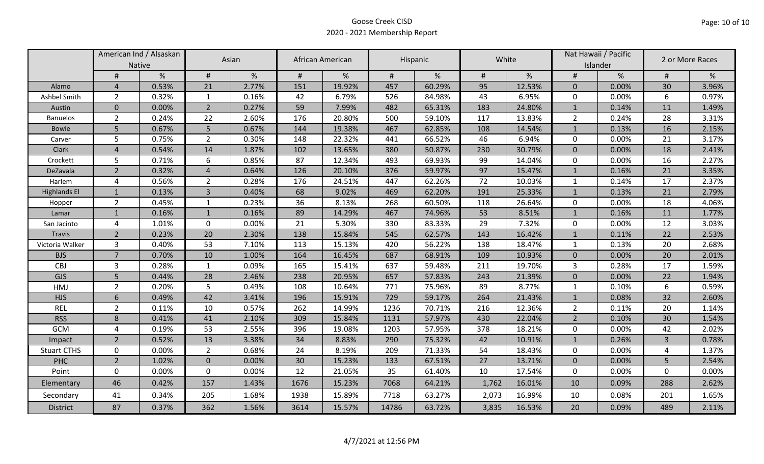# Goose Creek CISD

## 2020 - 2021 Membership Report

| | American Ind / Alsaskan Native | | Asian | | African American | | Hispanic | | White | | Nat Hawaii / Pacific Islander | | 2 or More Races | |
|---|---|---|---|---|---|---|---|---|---|---|---|---|---|---|
| | # | % | # | % | # | % | # | % | # | % | # | % | # | % |
| Alamo | 4 | 0.53% | 21 | 2.77% | 151 | 19.92% | 457 | 60.29% | 95 | 12.53% | 0 | 0.00% | 30 | 3.96% |
| Ashbel Smith | 2 | 0.32% | 1 | 0.16% | 42 | 6.79% | 526 | 84.98% | 43 | 6.95% | 0 | 0.00% | 6 | 0.97% |
| Austin | 0 | 0.00% | 2 | 0.27% | 59 | 7.99% | 482 | 65.31% | 183 | 24.80% | 1 | 0.14% | 11 | 1.49% |
| Banuelos | 2 | 0.24% | 22 | 2.60% | 176 | 20.80% | 500 | 59.10% | 117 | 13.83% | 2 | 0.24% | 28 | 3.31% |
| Bowie | 5 | 0.67% | 5 | 0.67% | 144 | 19.38% | 467 | 62.85% | 108 | 14.54% | 1 | 0.13% | 16 | 2.15% |
| Carver | 5 | 0.75% | 2 | 0.30% | 148 | 22.32% | 441 | 66.52% | 46 | 6.94% | 0 | 0.00% | 21 | 3.17% |
| Clark | 4 | 0.54% | 14 | 1.87% | 102 | 13.65% | 380 | 50.87% | 230 | 30.79% | 0 | 0.00% | 18 | 2.41% |
| Crockett | 5 | 0.71% | 6 | 0.85% | 87 | 12.34% | 493 | 69.93% | 99 | 14.04% | 0 | 0.00% | 16 | 2.27% |
| DeZavala | 2 | 0.32% | 4 | 0.64% | 126 | 20.10% | 376 | 59.97% | 97 | 15.47% | 1 | 0.16% | 21 | 3.35% |
| Harlem | 4 | 0.56% | 2 | 0.28% | 176 | 24.51% | 447 | 62.26% | 72 | 10.03% | 1 | 0.14% | 17 | 2.37% |
| Highlands El | 1 | 0.13% | 3 | 0.40% | 68 | 9.02% | 469 | 62.20% | 191 | 25.33% | 1 | 0.13% | 21 | 2.79% |
| Hopper | 2 | 0.45% | 1 | 0.23% | 36 | 8.13% | 268 | 60.50% | 118 | 26.64% | 0 | 0.00% | 18 | 4.06% |
| Lamar | 1 | 0.16% | 1 | 0.16% | 89 | 14.29% | 467 | 74.96% | 53 | 8.51% | 1 | 0.16% | 11 | 1.77% |
| San Jacinto | 4 | 1.01% | 0 | 0.00% | 21 | 5.30% | 330 | 83.33% | 29 | 7.32% | 0 | 0.00% | 12 | 3.03% |
| Travis | 2 | 0.23% | 20 | 2.30% | 138 | 15.84% | 545 | 62.57% | 143 | 16.42% | 1 | 0.11% | 22 | 2.53% |
| Victoria Walker | 3 | 0.40% | 53 | 7.10% | 113 | 15.13% | 420 | 56.22% | 138 | 18.47% | 1 | 0.13% | 20 | 2.68% |
| BJS | 7 | 0.70% | 10 | 1.00% | 164 | 16.45% | 687 | 68.91% | 109 | 10.93% | 0 | 0.00% | 20 | 2.01% |
| CBJ | 3 | 0.28% | 1 | 0.09% | 165 | 15.41% | 637 | 59.48% | 211 | 19.70% | 3 | 0.28% | 17 | 1.59% |
| GJS | 5 | 0.44% | 28 | 2.46% | 238 | 20.95% | 657 | 57.83% | 243 | 21.39% | 0 | 0.00% | 22 | 1.94% |
| HMJ | 2 | 0.20% | 5 | 0.49% | 108 | 10.64% | 771 | 75.96% | 89 | 8.77% | 1 | 0.10% | 6 | 0.59% |
| HJS | 6 | 0.49% | 42 | 3.41% | 196 | 15.91% | 729 | 59.17% | 264 | 21.43% | 1 | 0.08% | 32 | 2.60% |
| REL | 2 | 0.11% | 10 | 0.57% | 262 | 14.99% | 1236 | 70.71% | 216 | 12.36% | 2 | 0.11% | 20 | 1.14% |
| RSS | 8 | 0.41% | 41 | 2.10% | 309 | 15.84% | 1131 | 57.97% | 430 | 22.04% | 2 | 0.10% | 30 | 1.54% |
| GCM | 4 | 0.19% | 53 | 2.55% | 396 | 19.08% | 1203 | 57.95% | 378 | 18.21% | 0 | 0.00% | 42 | 2.02% |
| Impact | 2 | 0.52% | 13 | 3.38% | 34 | 8.83% | 290 | 75.32% | 42 | 10.91% | 1 | 0.26% | 3 | 0.78% |
| Stuart CTHS | 0 | 0.00% | 2 | 0.68% | 24 | 8.19% | 209 | 71.33% | 54 | 18.43% | 0 | 0.00% | 4 | 1.37% |
| PHC | 2 | 1.02% | 0 | 0.00% | 30 | 15.23% | 133 | 67.51% | 27 | 13.71% | 0 | 0.00% | 5 | 2.54% |
| Point | 0 | 0.00% | 0 | 0.00% | 12 | 21.05% | 35 | 61.40% | 10 | 17.54% | 0 | 0.00% | 0 | 0.00% |
| Elementary | 46 | 0.42% | 157 | 1.43% | 1676 | 15.23% | 7068 | 64.21% | 1,762 | 16.01% | 10 | 0.09% | 288 | 2.62% |
| Secondary | 41 | 0.34% | 205 | 1.68% | 1938 | 15.89% | 7718 | 63.27% | 2,073 | 16.99% | 10 | 0.08% | 201 | 1.65% |
| District | 87 | 0.37% | 362 | 1.56% | 3614 | 15.57% | 14786 | 63.72% | 3,835 | 16.53% | 20 | 0.09% | 489 | 2.11% |

4/7/2021 at 12:56 PM